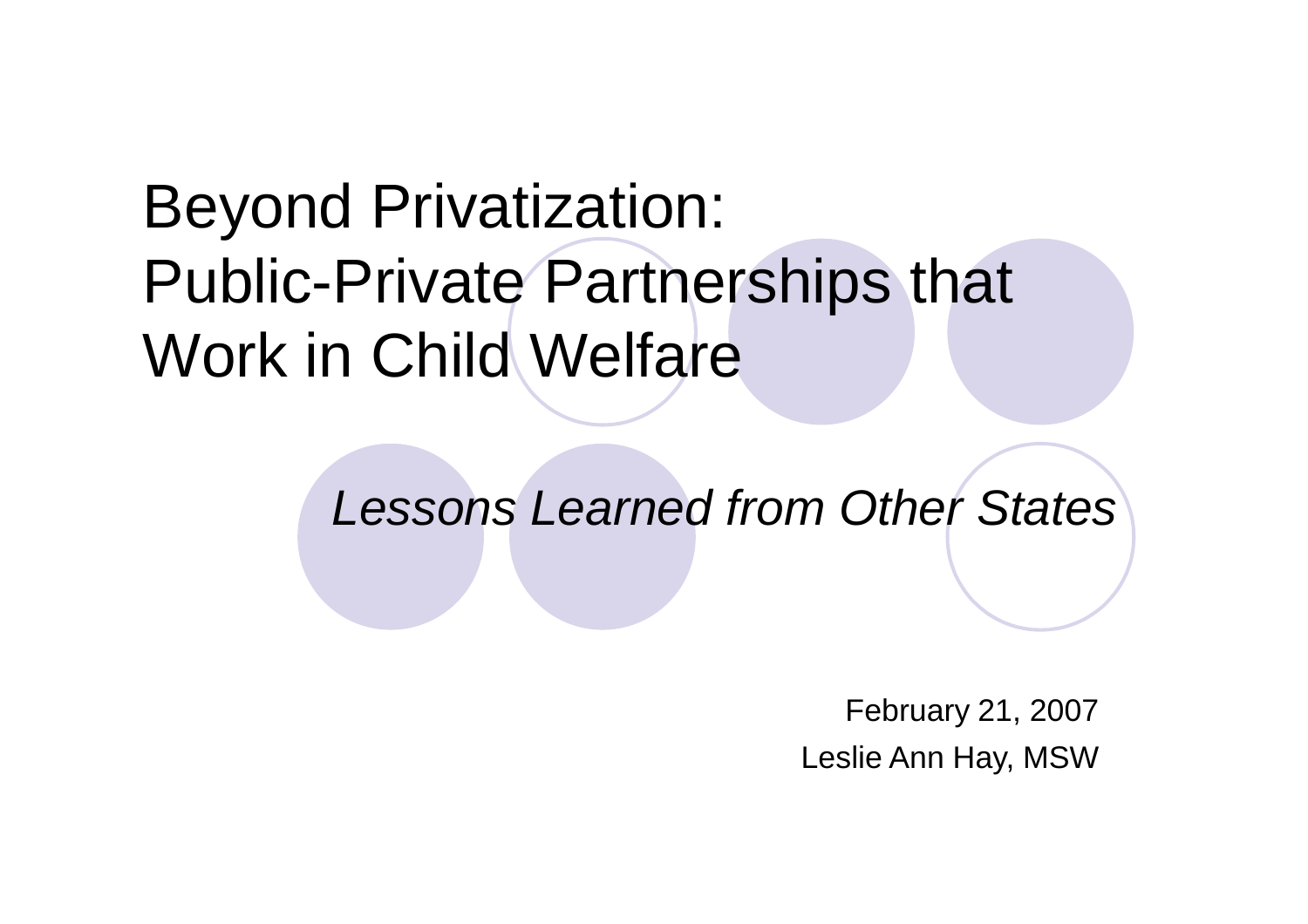# Beyond Privatization: Public-Private Partnerships that Work in Child Welfare

*Lessons Learned from Other States*

February 21, 2007

Leslie Ann Hay, MSW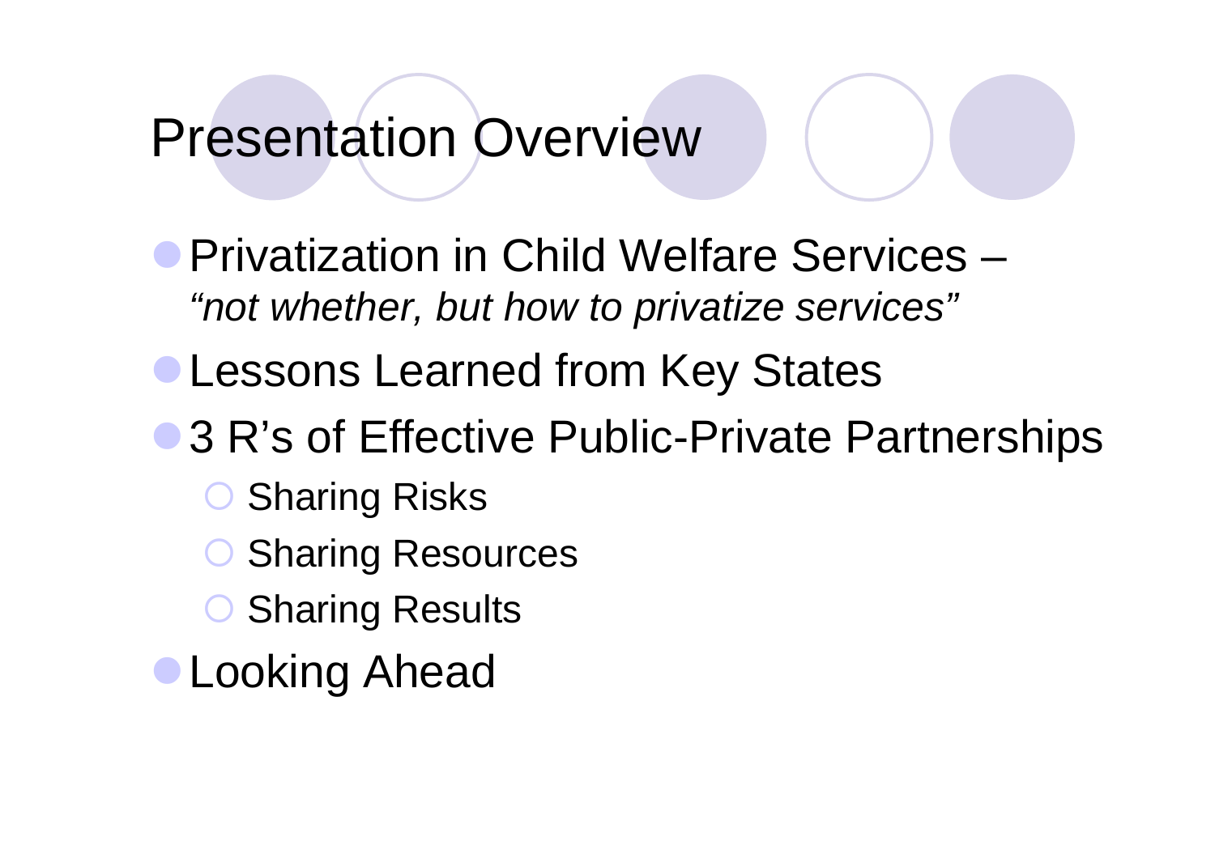# Presentation Overview

- Privatization in Child Welfare Services – *"not whether, but how to privatize services"*
- Lessons Learned from Key States
- 3 R's of Effective Public-Private Partnerships
  - Sharing Risks
  - Sharing Resources
  - Sharing Results
- Looking Ahead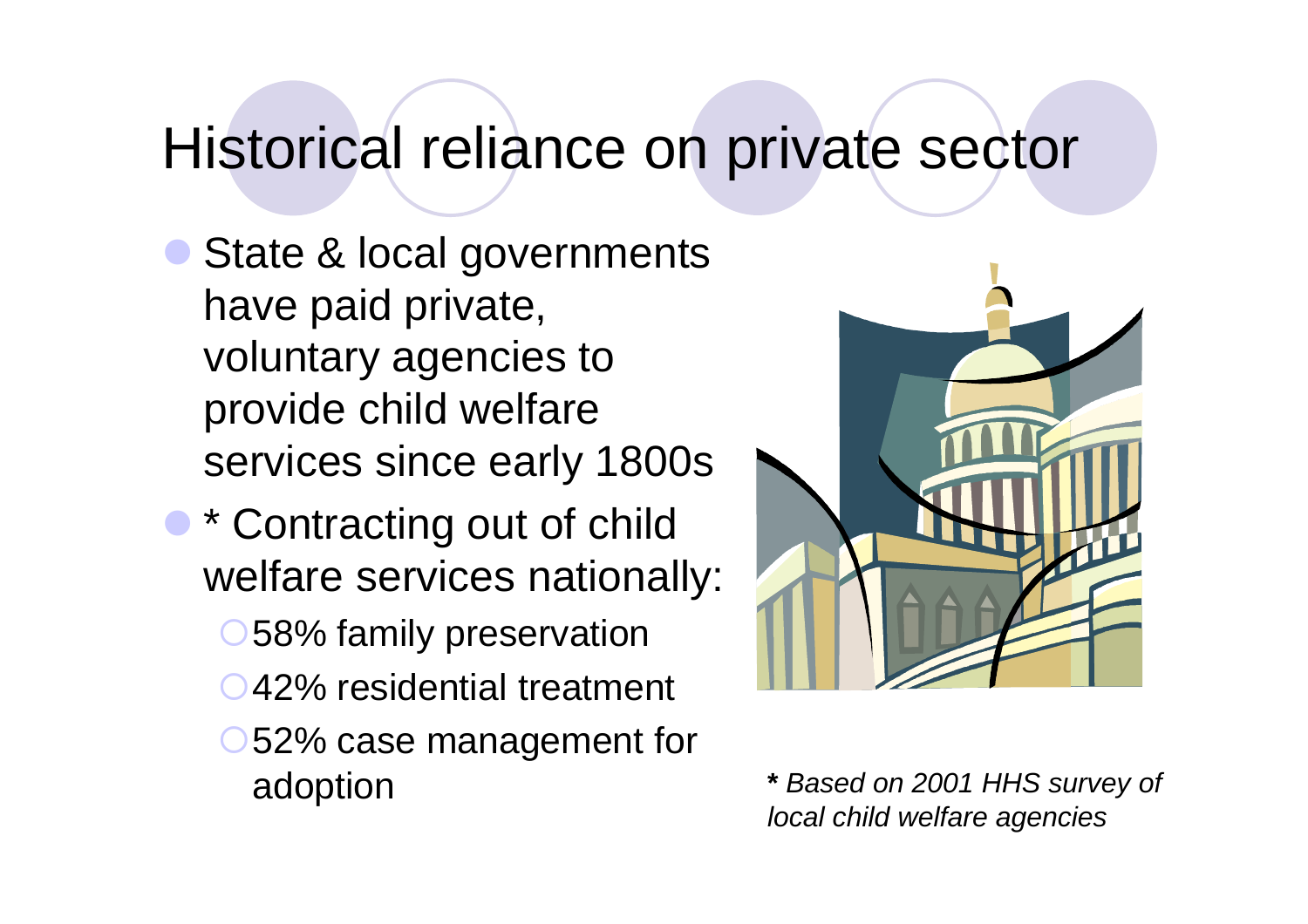# Historical reliance on private sector

- State & local governments have paid private, voluntary agencies to provide child welfare services since early 1800s
- * Contracting out of child welfare services nationally:
  - 58% family preservation
  - 42% residential treatment
  - 52% case management for adoption

***** *Based on 2001 HHS survey of local child welfare agencies*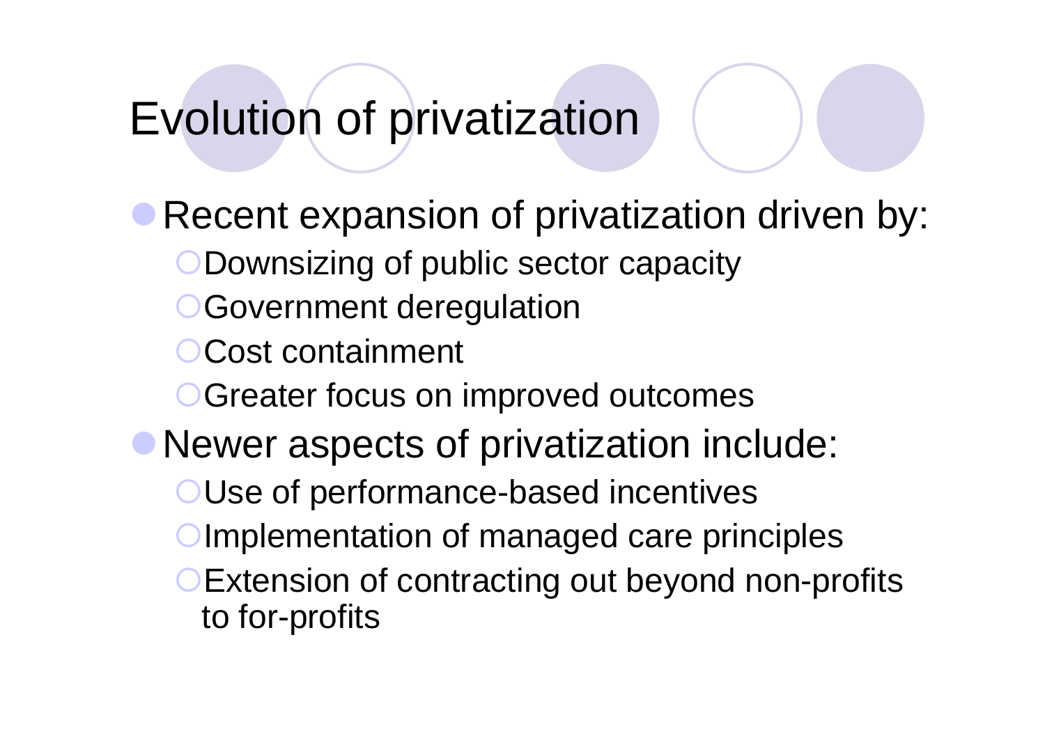# Evolution of privatization

- Recent expansion of privatization driven by:
  - Downsizing of public sector capacity
  - Government deregulation
  - Cost containment
  - Greater focus on improved outcomes
- Newer aspects of privatization include:
  - Use of performance-based incentives
  - Implementation of managed care principles
  - Extension of contracting out beyond non-profits to for-profits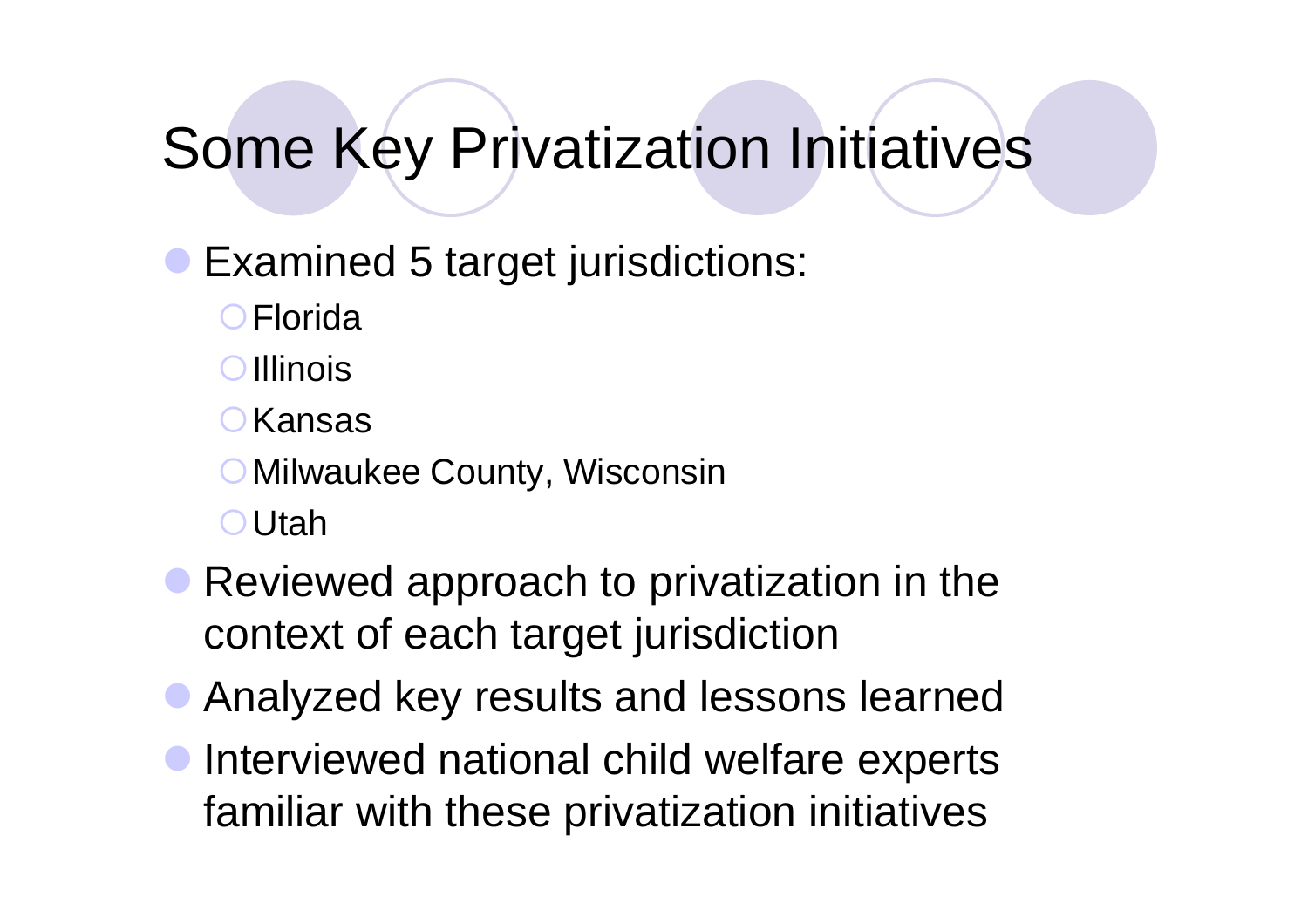# Some Key Privatization Initiatives

- Examined 5 target jurisdictions:
  - Florida
  - Illinois
  - Kansas
  - Milwaukee County, Wisconsin
  - Utah
- Reviewed approach to privatization in the context of each target jurisdiction
- Analyzed key results and lessons learned
- Interviewed national child welfare experts familiar with these privatization initiatives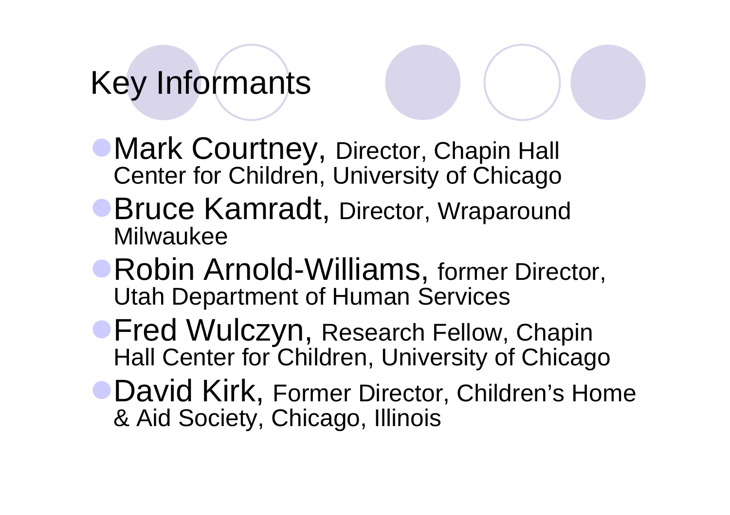# Key Informants

- Mark Courtney, Director, Chapin Hall Center for Children, University of Chicago
- Bruce Kamradt, Director, Wraparound Milwaukee
- Robin Arnold-Williams, former Director, Utah Department of Human Services
- Fred Wulczyn, Research Fellow, Chapin Hall Center for Children, University of Chicago
- David Kirk, Former Director, Children's Home & Aid Society, Chicago, Illinois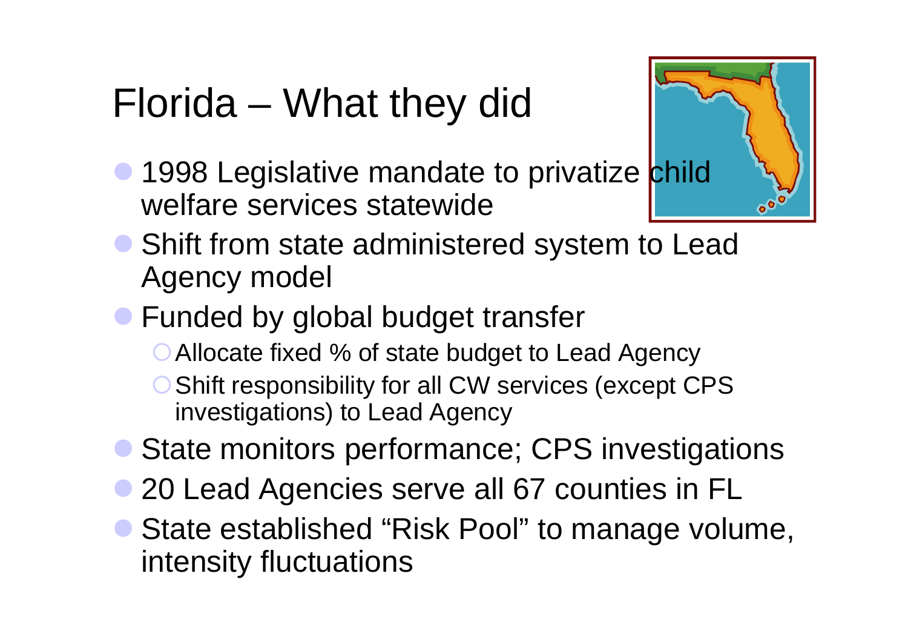# Florida – What they did

- 1998 Legislative mandate to privatize child welfare services statewide
- Shift from state administered system to Lead Agency model
- Funded by global budget transfer
  - Allocate fixed % of state budget to Lead Agency
  - Shift responsibility for all CW services (except CPS investigations) to Lead Agency
- State monitors performance; CPS investigations
- 20 Lead Agencies serve all 67 counties in FL
- State established "Risk Pool" to manage volume, intensity fluctuations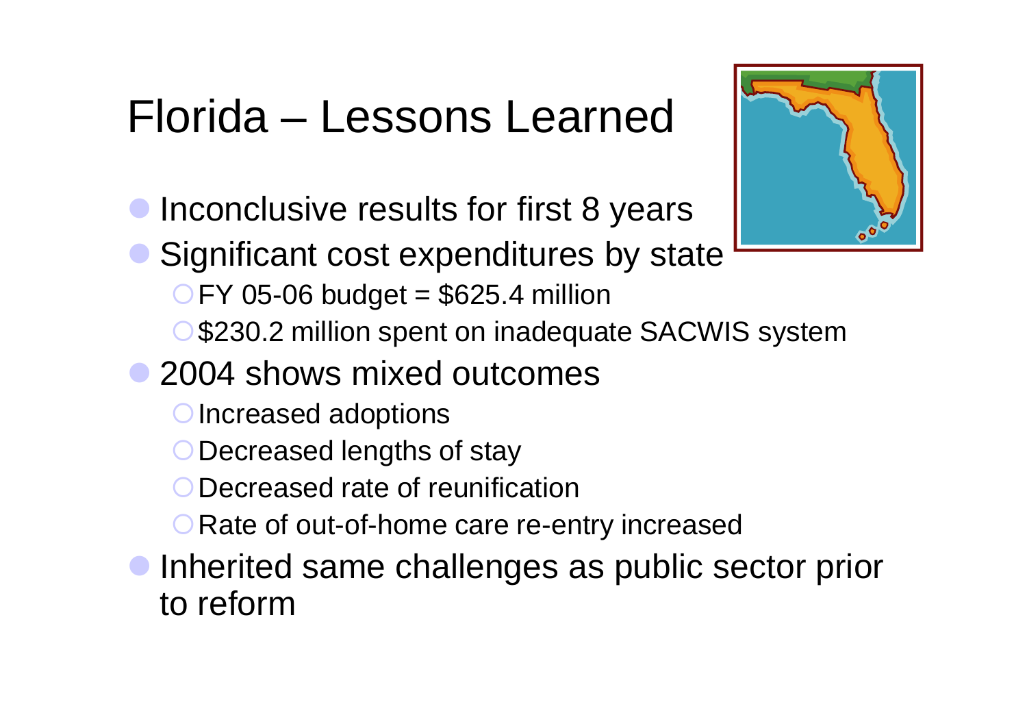# Florida – Lessons Learned

- Inconclusive results for first 8 years
- Significant cost expenditures by state
  - FY 05-06 budget = $625.4 million
  - $230.2 million spent on inadequate SACWIS system
- 2004 shows mixed outcomes
  - Increased adoptions
  - Decreased lengths of stay
  - Decreased rate of reunification
  - Rate of out-of-home care re-entry increased
- Inherited same challenges as public sector prior to reform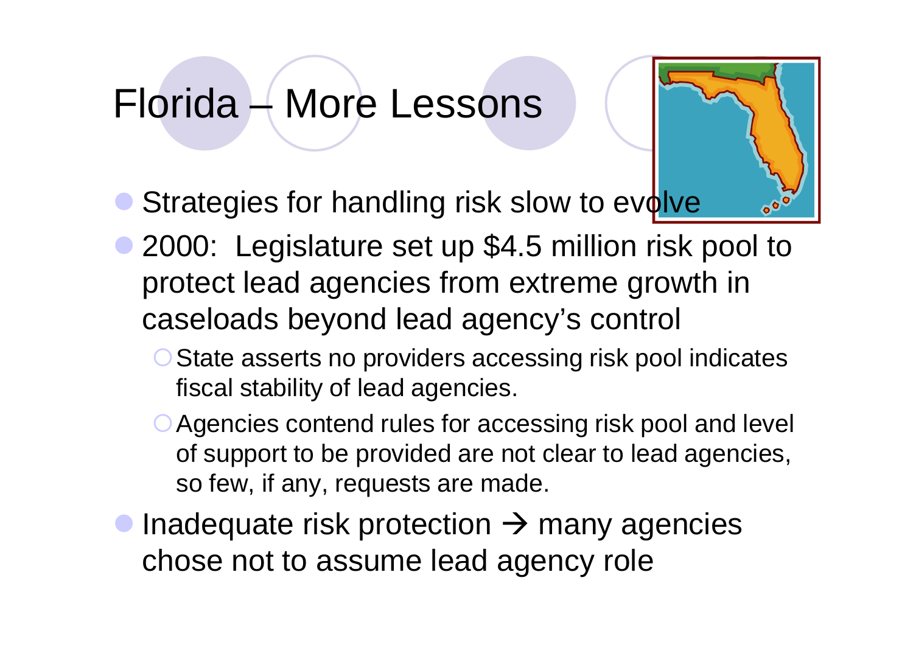# Florida – More Lessons

- Strategies for handling risk slow to evolve
- 2000: Legislature set up $4.5 million risk pool to protect lead agencies from extreme growth in caseloads beyond lead agency's control
  - State asserts no providers accessing risk pool indicates fiscal stability of lead agencies.
  - Agencies contend rules for accessing risk pool and level of support to be provided are not clear to lead agencies, so few, if any, requests are made.
- Inadequate risk protection → many agencies chose not to assume lead agency role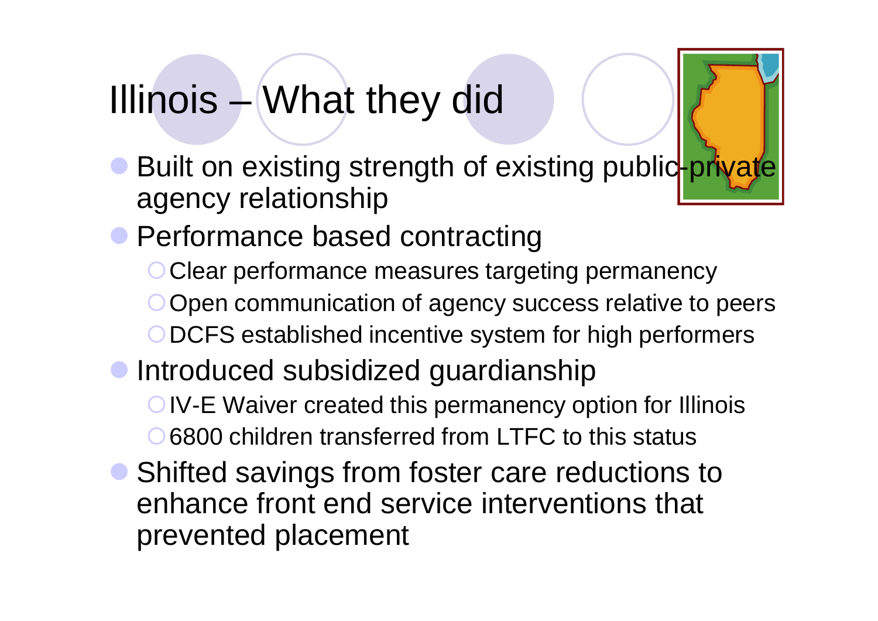# Illinois – What they did

- Built on existing strength of existing public-private agency relationship
- Performance based contracting
  - Clear performance measures targeting permanency
  - Open communication of agency success relative to peers
  - DCFS established incentive system for high performers
- Introduced subsidized guardianship
  - IV-E Waiver created this permanency option for Illinois
  - 6800 children transferred from LTFC to this status
- Shifted savings from foster care reductions to enhance front end service interventions that prevented placement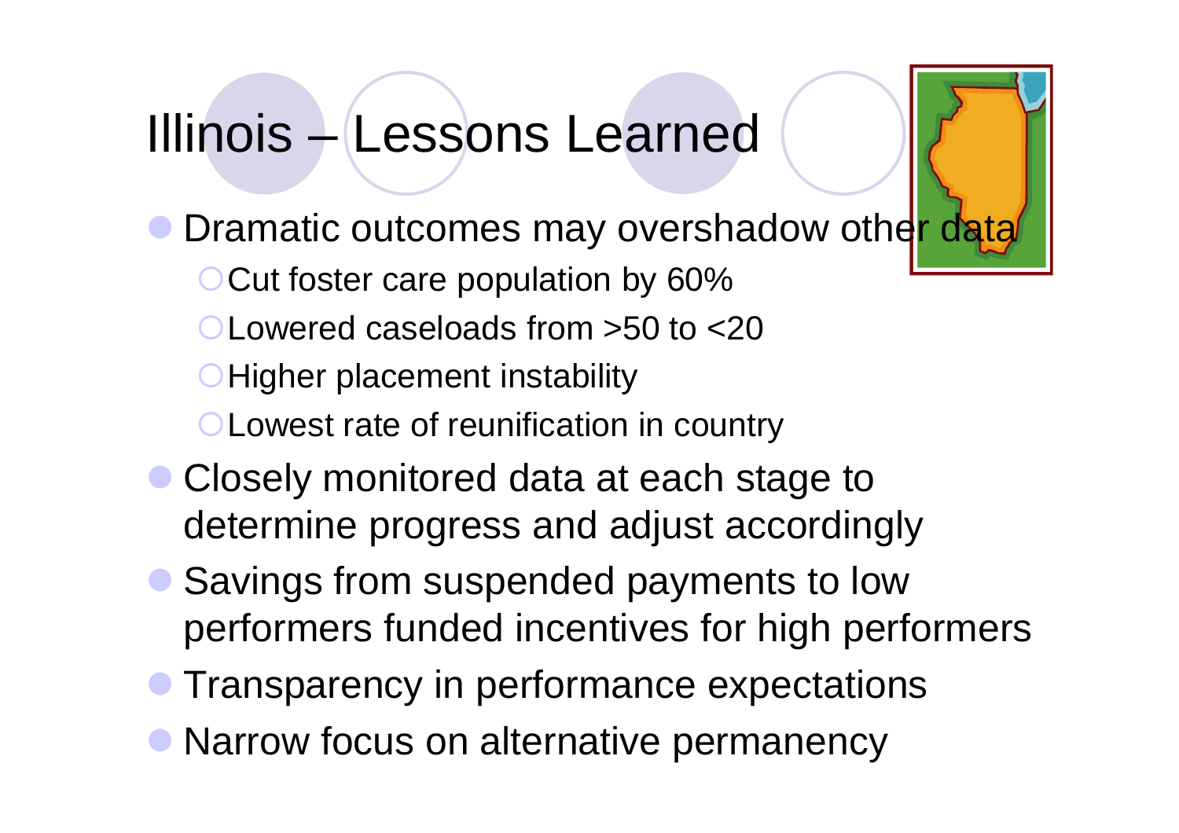# Illinois – Lessons Learned

- Dramatic outcomes may overshadow other data
  - Cut foster care population by 60%
  - Lowered caseloads from >50 to <20
  - Higher placement instability
  - Lowest rate of reunification in country
- Closely monitored data at each stage to determine progress and adjust accordingly
- Savings from suspended payments to low performers funded incentives for high performers
- Transparency in performance expectations
- Narrow focus on alternative permanency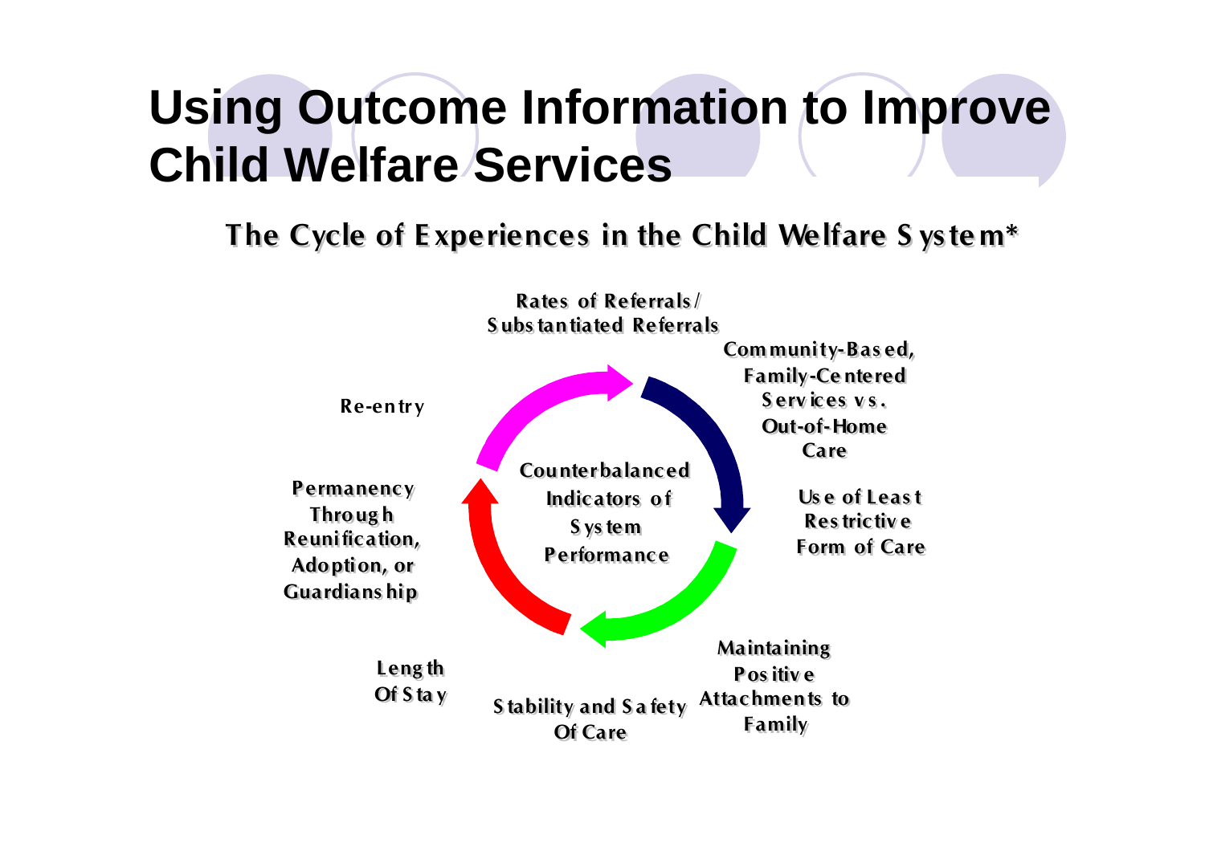# Using Outcome Information to Improve Child Welfare Services

## The Cycle of Experiences in the Child Welfare System*

Rates of Referrals/ Substantiated Referrals

Community-Based, Family-Centered Services vs. Out-of-Home Care

Use of Least Restrictive Form of Care

Maintaining Positive Attachments to Family

Stability and Safety Of Care

Length Of Stay

Permanency Through Reunification, Adoption, or Guardianship

Re-entry

Counterbalanced Indicators of System Performance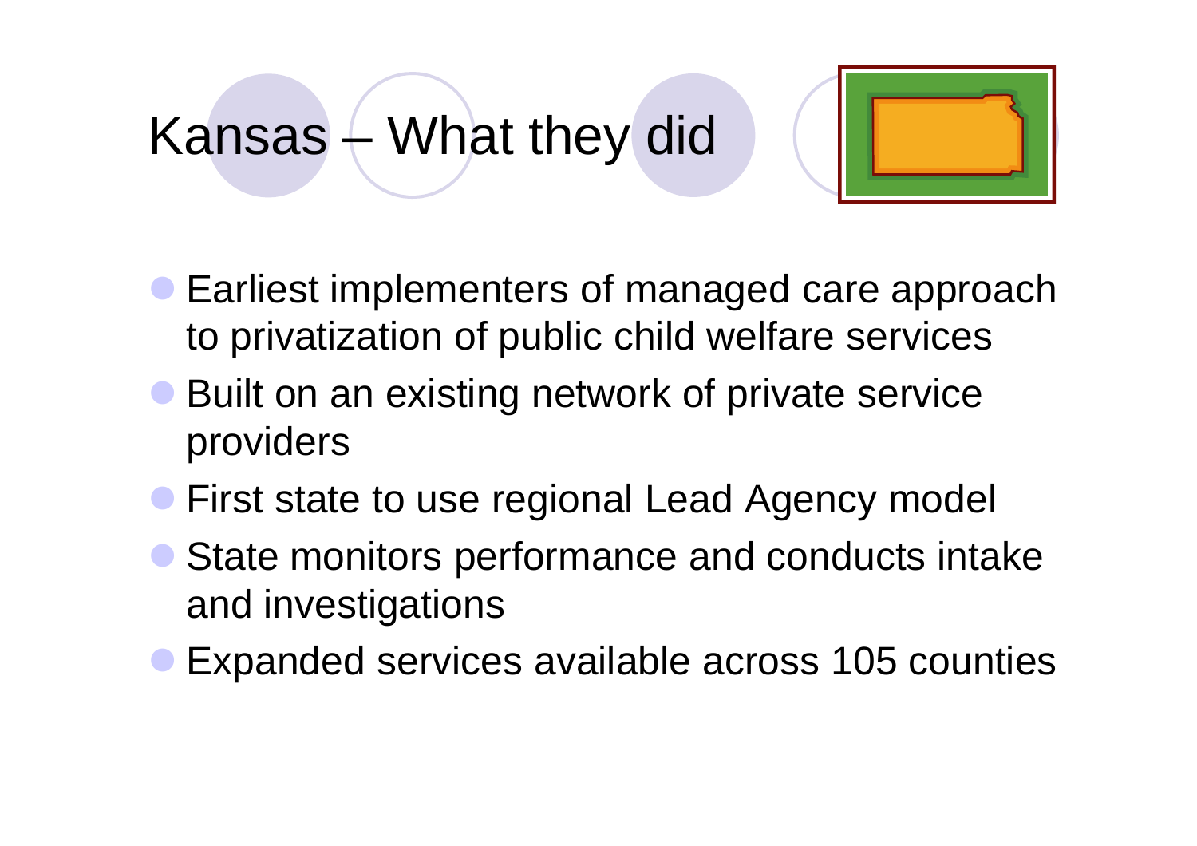# Kansas – What they did

- Earliest implementers of managed care approach to privatization of public child welfare services
- Built on an existing network of private service providers
- First state to use regional Lead Agency model
- State monitors performance and conducts intake and investigations
- Expanded services available across 105 counties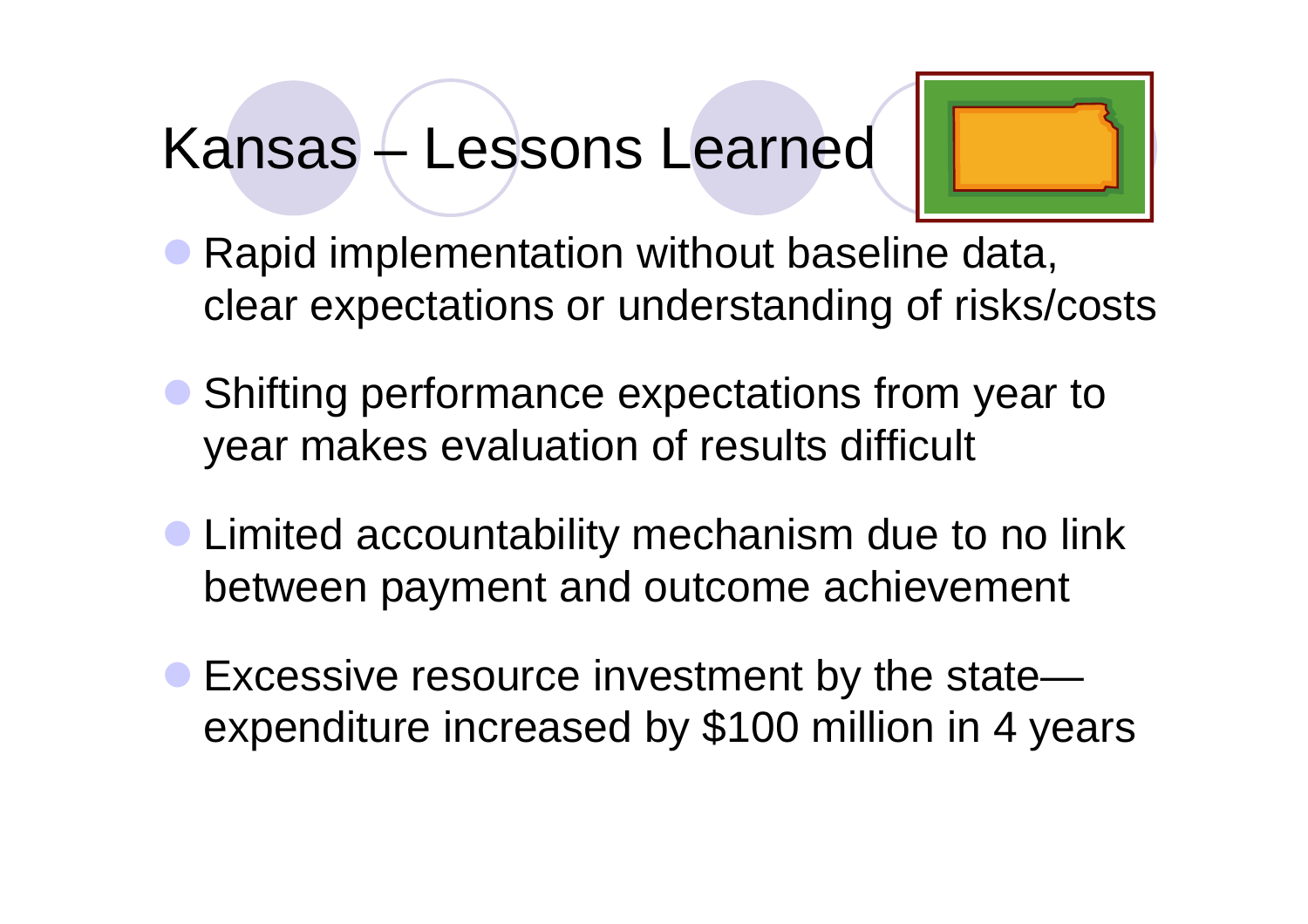# Kansas – Lessons Learned

- Rapid implementation without baseline data, clear expectations or understanding of risks/costs
- Shifting performance expectations from year to year makes evaluation of results difficult
- Limited accountability mechanism due to no link between payment and outcome achievement
- Excessive resource investment by the state—expenditure increased by $100 million in 4 years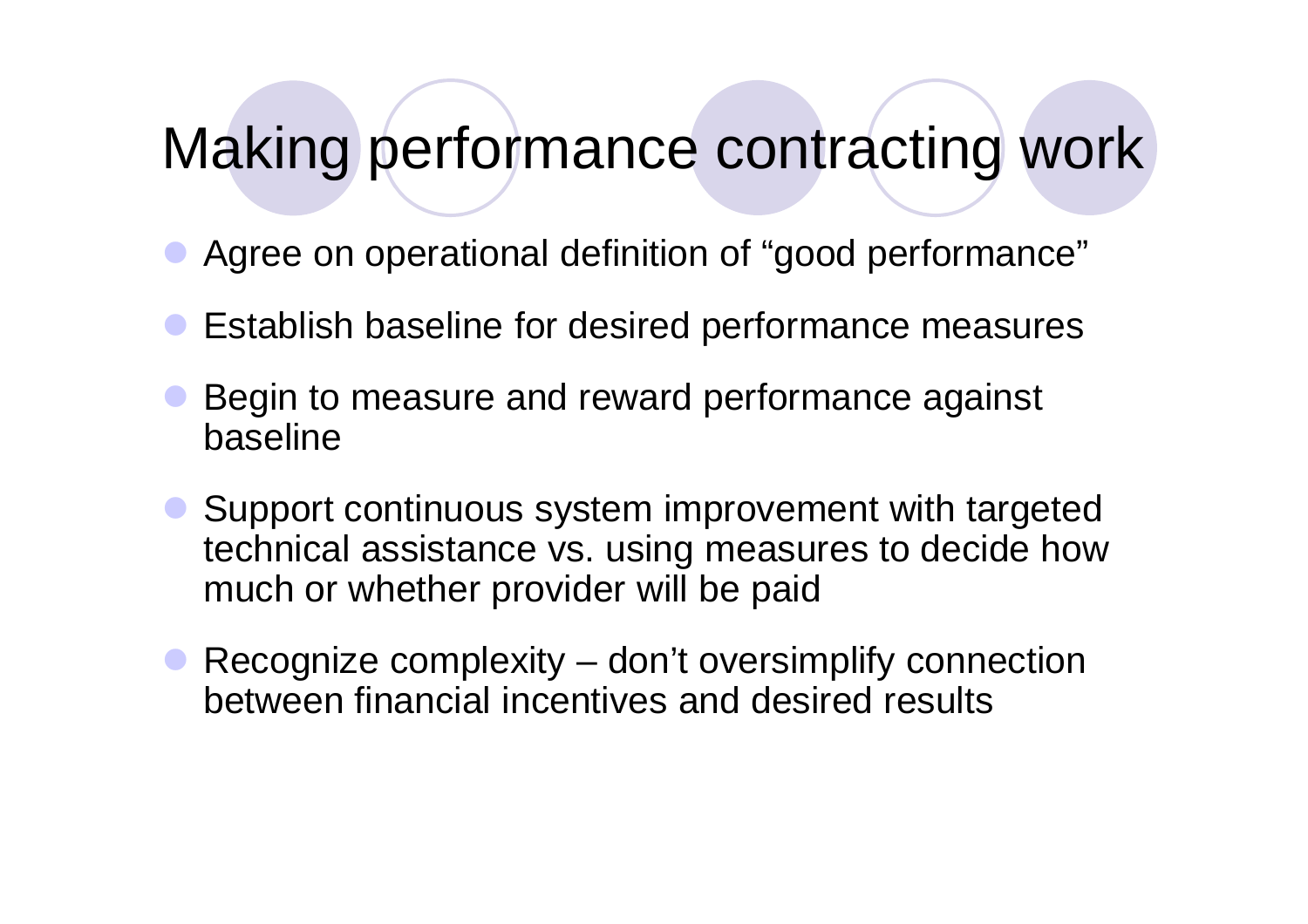# Making performance contracting work

- Agree on operational definition of “good performance”
- Establish baseline for desired performance measures
- Begin to measure and reward performance against baseline
- Support continuous system improvement with targeted technical assistance vs. using measures to decide how much or whether provider will be paid
- Recognize complexity – don’t oversimplify connection between financial incentives and desired results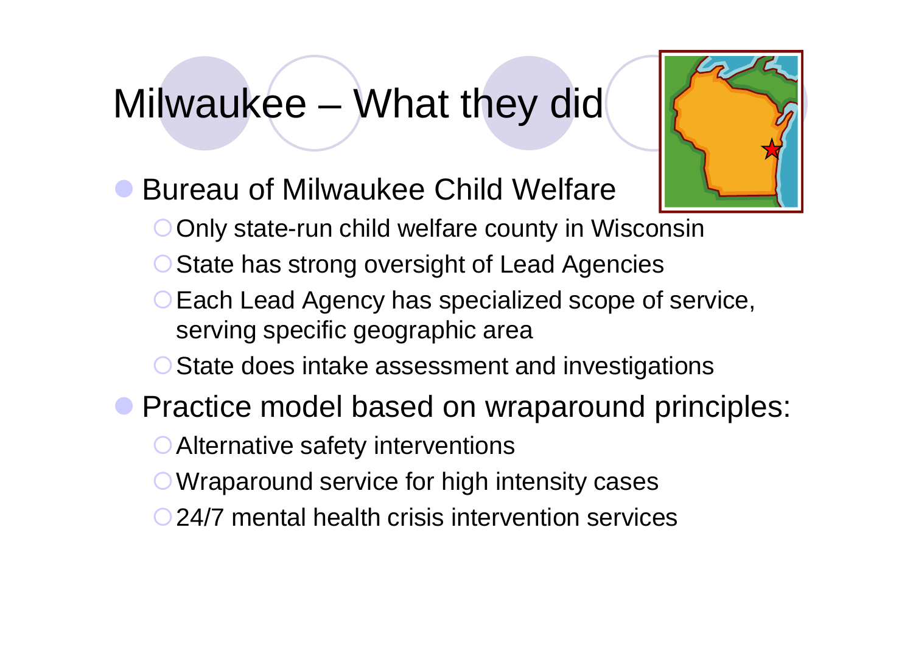# Milwaukee – What they did

- Bureau of Milwaukee Child Welfare
  - Only state-run child welfare county in Wisconsin
  - State has strong oversight of Lead Agencies
  - Each Lead Agency has specialized scope of service, serving specific geographic area
  - State does intake assessment and investigations
- Practice model based on wraparound principles:
  - Alternative safety interventions
  - Wraparound service for high intensity cases
  - 24/7 mental health crisis intervention services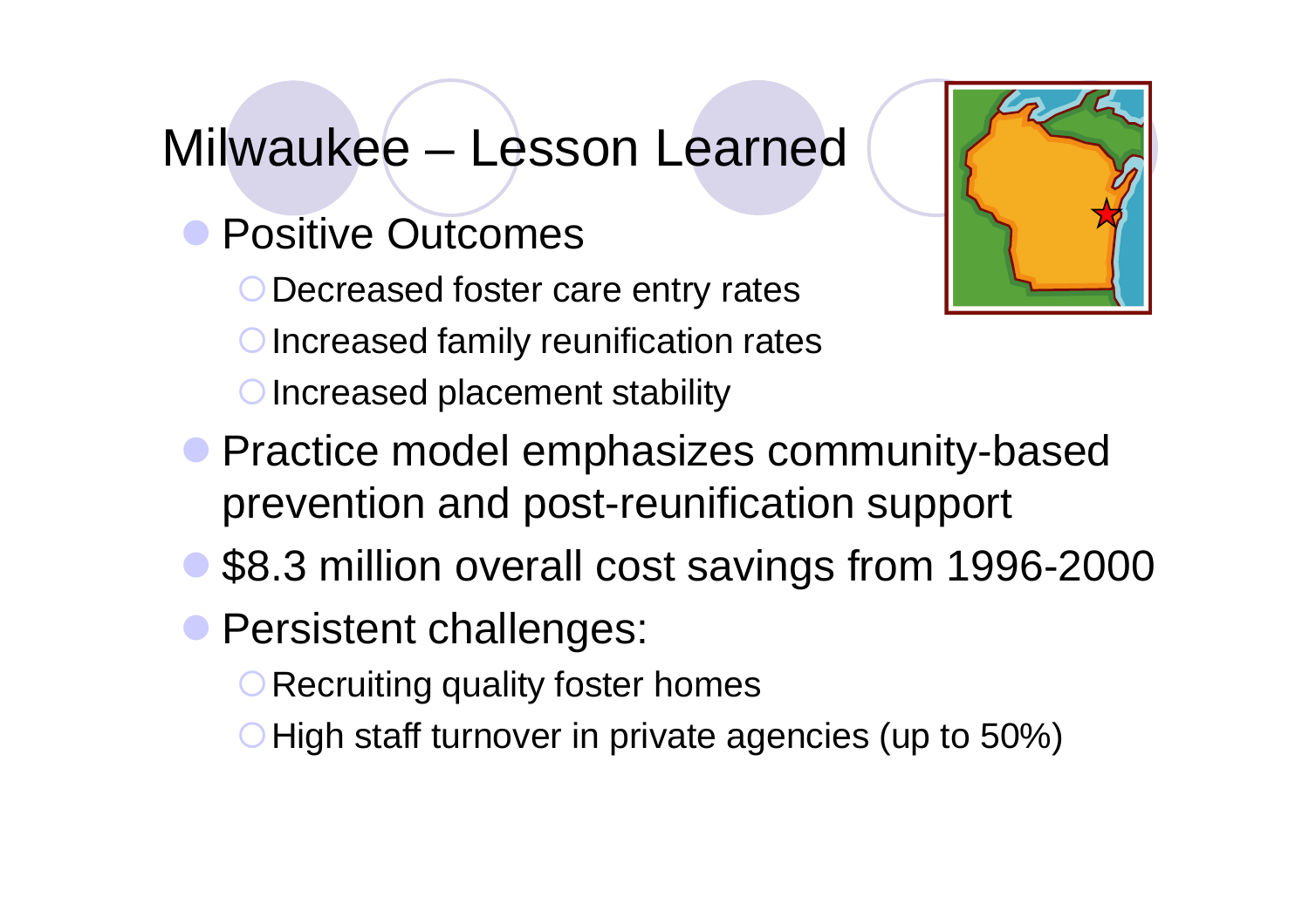# Milwaukee – Lesson Learned

- Positive Outcomes
  - Decreased foster care entry rates
  - Increased family reunification rates
  - Increased placement stability
- Practice model emphasizes community-based prevention and post-reunification support
- $8.3 million overall cost savings from 1996-2000
- Persistent challenges:
  - Recruiting quality foster homes
  - High staff turnover in private agencies (up to 50%)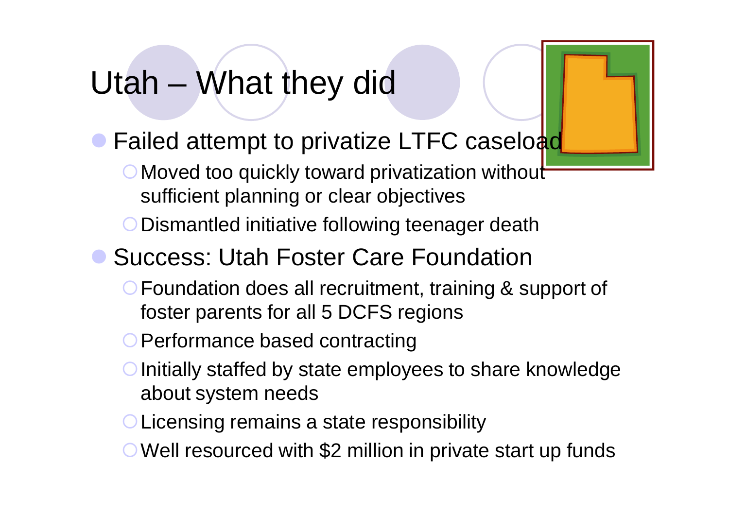# Utah – What they did

- Failed attempt to privatize LTFC caseload
  - Moved too quickly toward privatization without sufficient planning or clear objectives
  - Dismantled initiative following teenager death
- Success: Utah Foster Care Foundation
  - Foundation does all recruitment, training & support of foster parents for all 5 DCFS regions
  - Performance based contracting
  - Initially staffed by state employees to share knowledge about system needs
  - Licensing remains a state responsibility
  - Well resourced with $2 million in private start up funds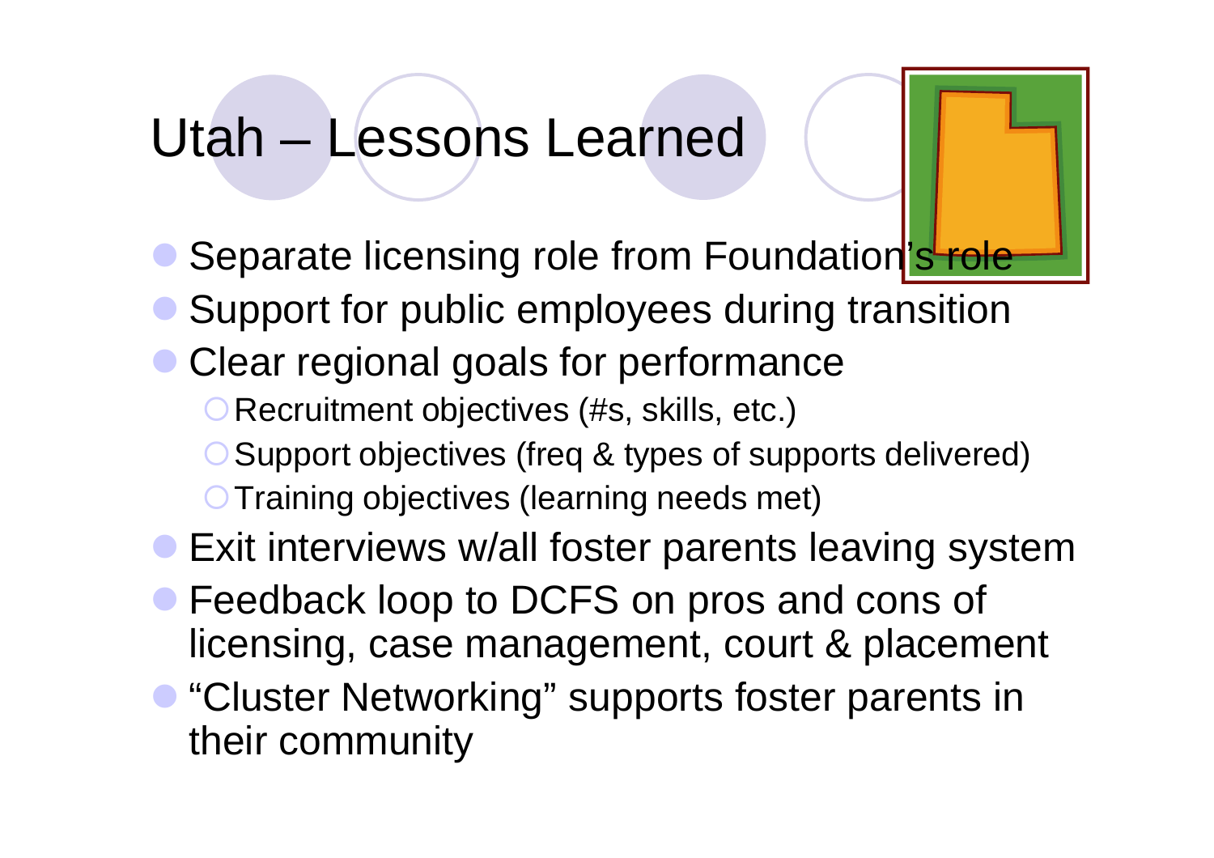# Utah – Lessons Learned

- Separate licensing role from Foundation's role
- Support for public employees during transition
- Clear regional goals for performance
  - Recruitment objectives (#s, skills, etc.)
  - Support objectives (freq & types of supports delivered)
  - Training objectives (learning needs met)
- Exit interviews w/all foster parents leaving system
- Feedback loop to DCFS on pros and cons of licensing, case management, court & placement
- "Cluster Networking" supports foster parents in their community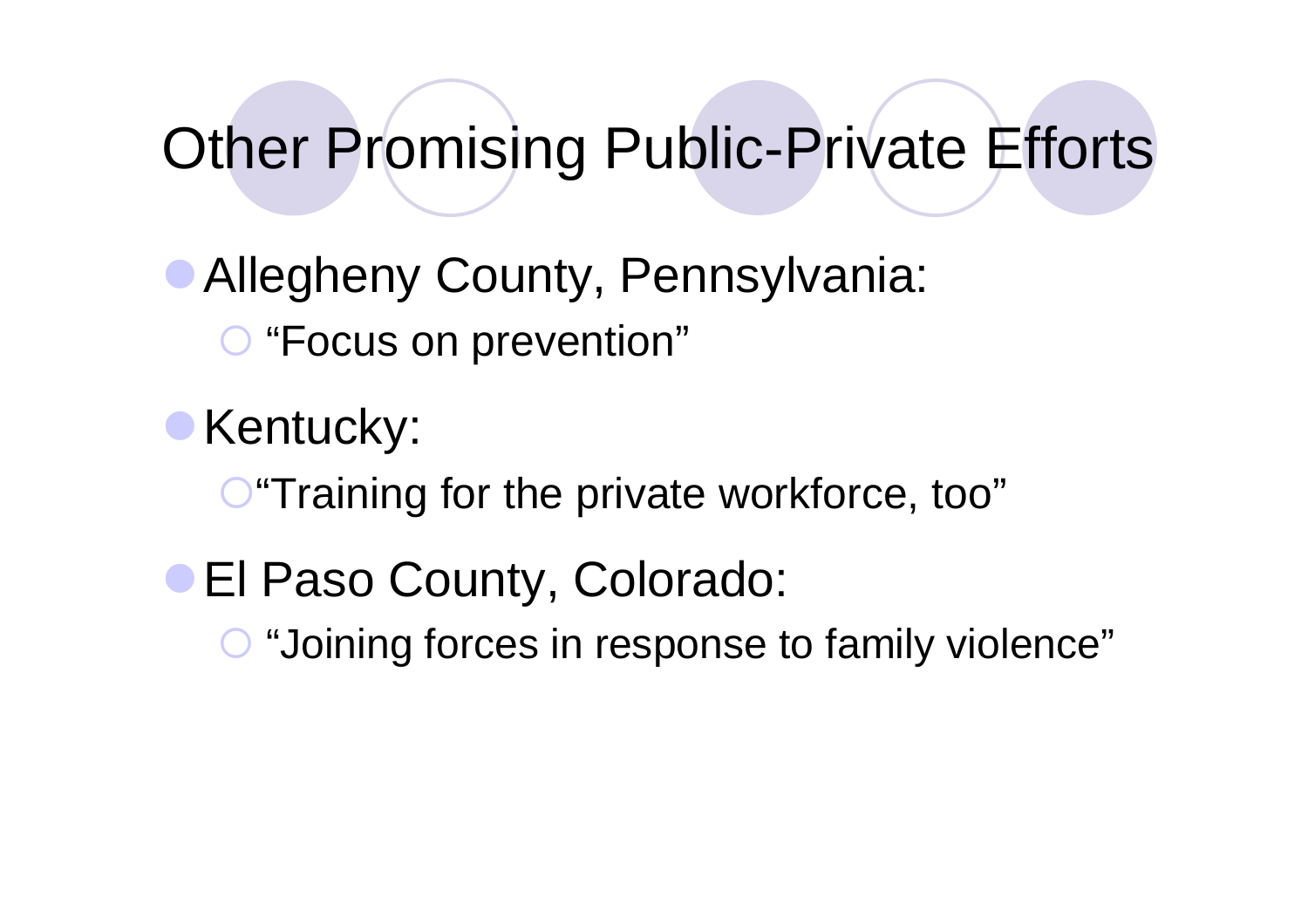# Other Promising Public-Private Efforts

- Allegheny County, Pennsylvania:
  - “Focus on prevention”
- Kentucky:
  - “Training for the private workforce, too”
- El Paso County, Colorado:
  - “Joining forces in response to family violence”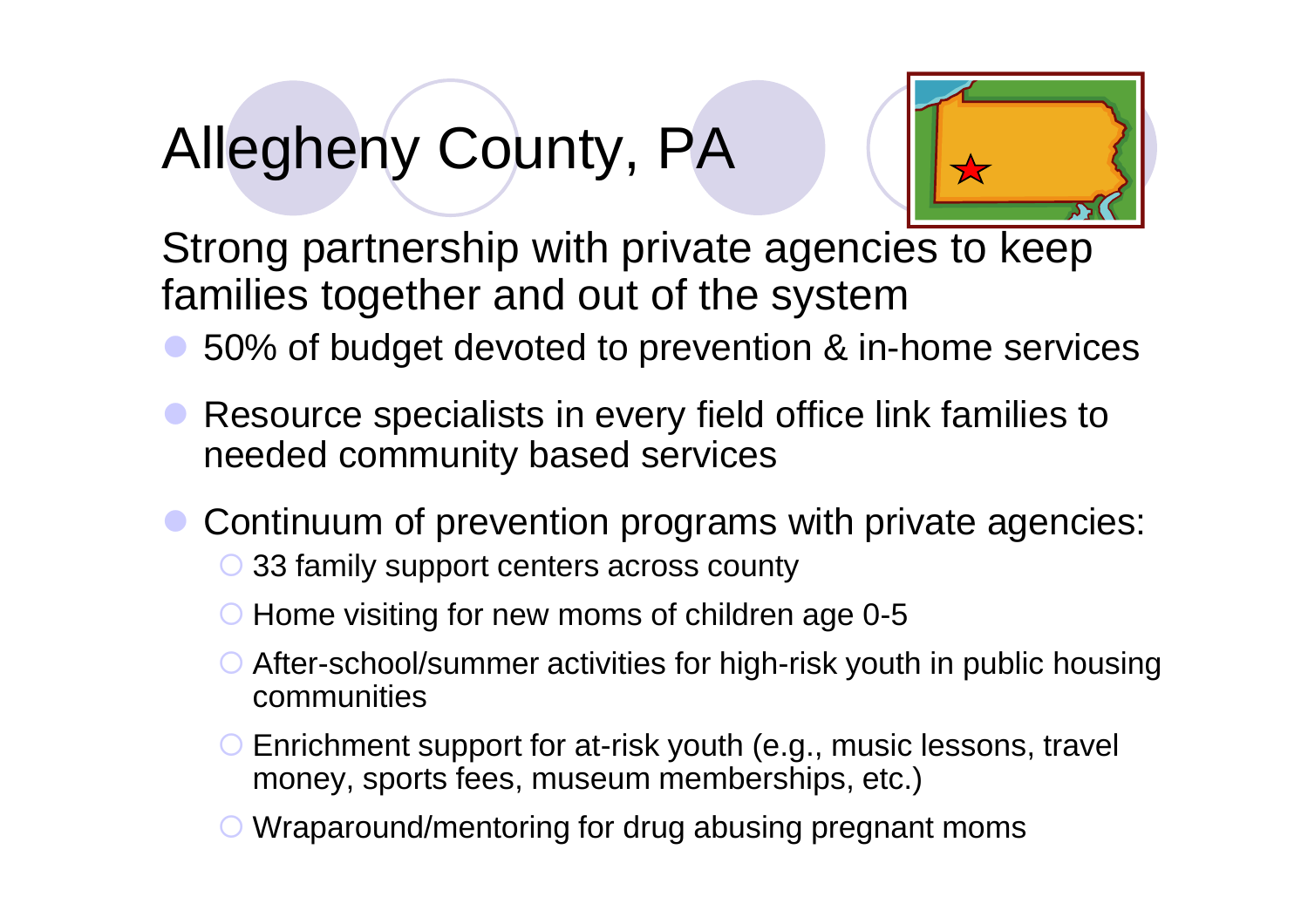# Allegheny County, PA

Strong partnership with private agencies to keep families together and out of the system

- 50% of budget devoted to prevention & in-home services
- Resource specialists in every field office link families to needed community based services
- Continuum of prevention programs with private agencies:
  - 33 family support centers across county
  - Home visiting for new moms of children age 0-5
  - After-school/summer activities for high-risk youth in public housing communities
  - Enrichment support for at-risk youth (e.g., music lessons, travel money, sports fees, museum memberships, etc.)
  - Wraparound/mentoring for drug abusing pregnant moms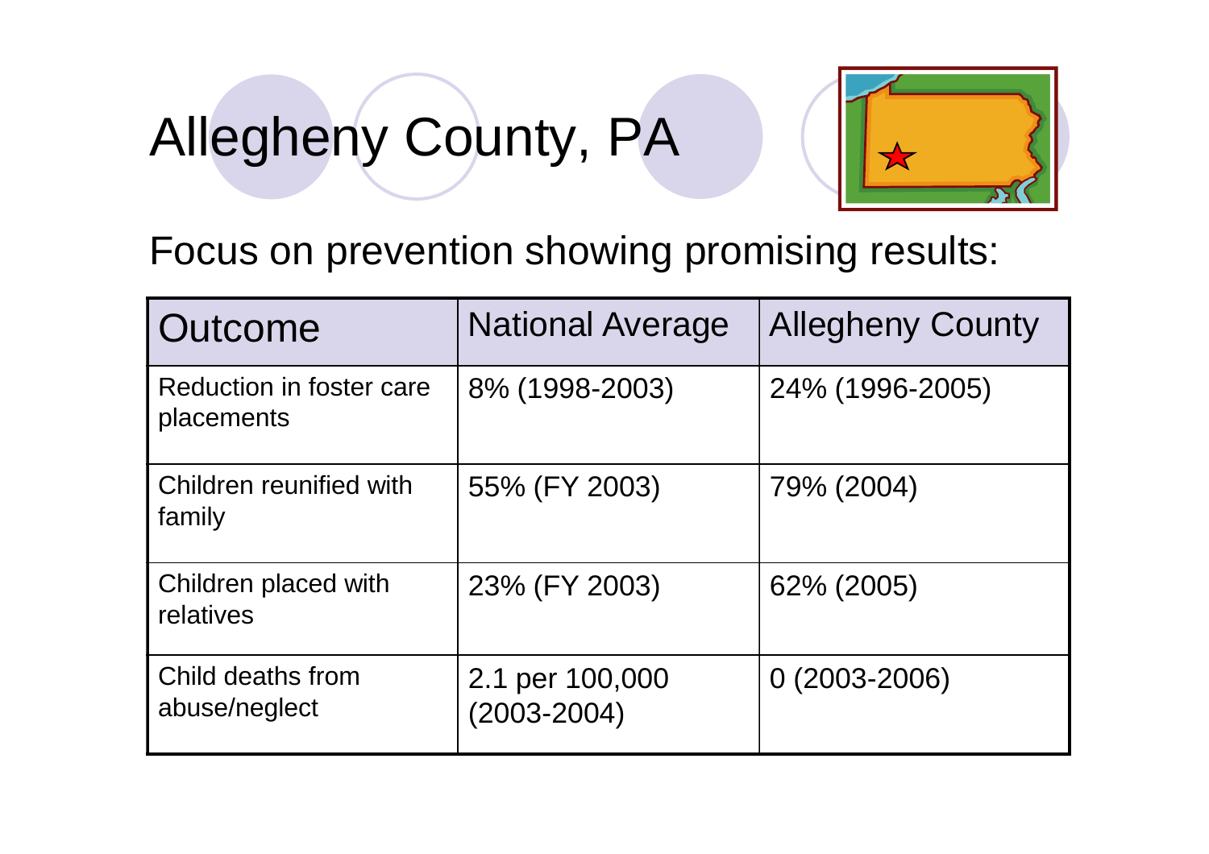# Allegheny County, PA

Focus on prevention showing promising results:

| Outcome | National Average | Allegheny County |
|---|---|---|
| Reduction in foster care placements | 8% (1998-2003) | 24% (1996-2005) |
| Children reunified with family | 55% (FY 2003) | 79% (2004) |
| Children placed with relatives | 23% (FY 2003) | 62% (2005) |
| Child deaths from abuse/neglect | 2.1 per 100,000 (2003-2004) | 0 (2003-2006) |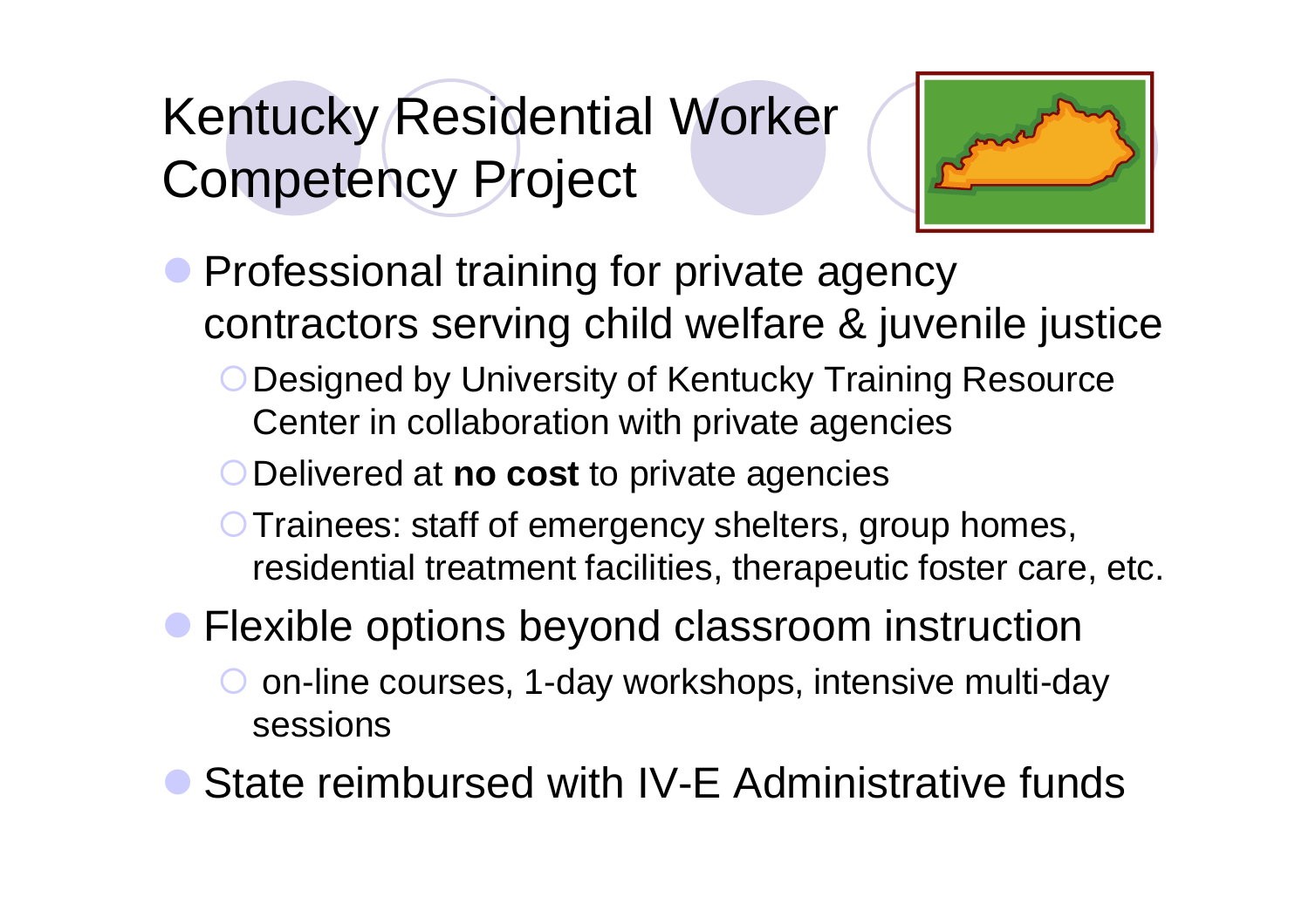# Kentucky Residential Worker Competency Project

- Professional training for private agency contractors serving child welfare & juvenile justice
  - Designed by University of Kentucky Training Resource Center in collaboration with private agencies
  - Delivered at **no cost** to private agencies
  - Trainees: staff of emergency shelters, group homes, residential treatment facilities, therapeutic foster care, etc.
- Flexible options beyond classroom instruction
  - on-line courses, 1-day workshops, intensive multi-day sessions
- State reimbursed with IV-E Administrative funds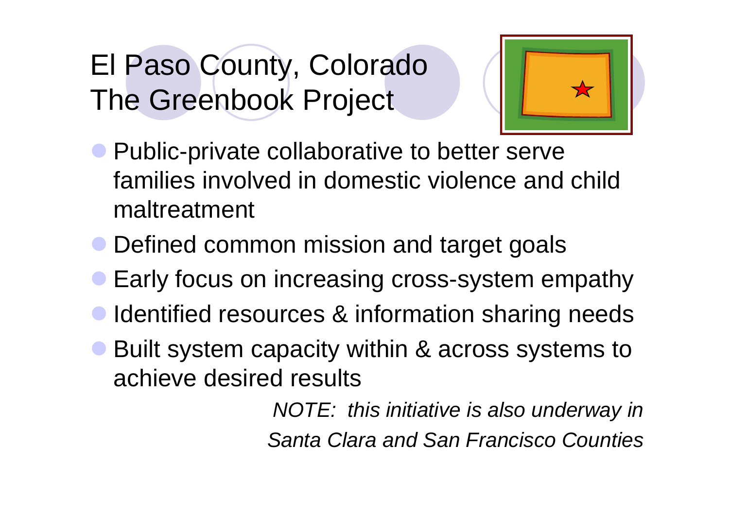# El Paso County, Colorado
# The Greenbook Project

- Public-private collaborative to better serve families involved in domestic violence and child maltreatment
- Defined common mission and target goals
- Early focus on increasing cross-system empathy
- Identified resources & information sharing needs
- Built system capacity within & across systems to achieve desired results

*NOTE: this initiative is also underway in Santa Clara and San Francisco Counties*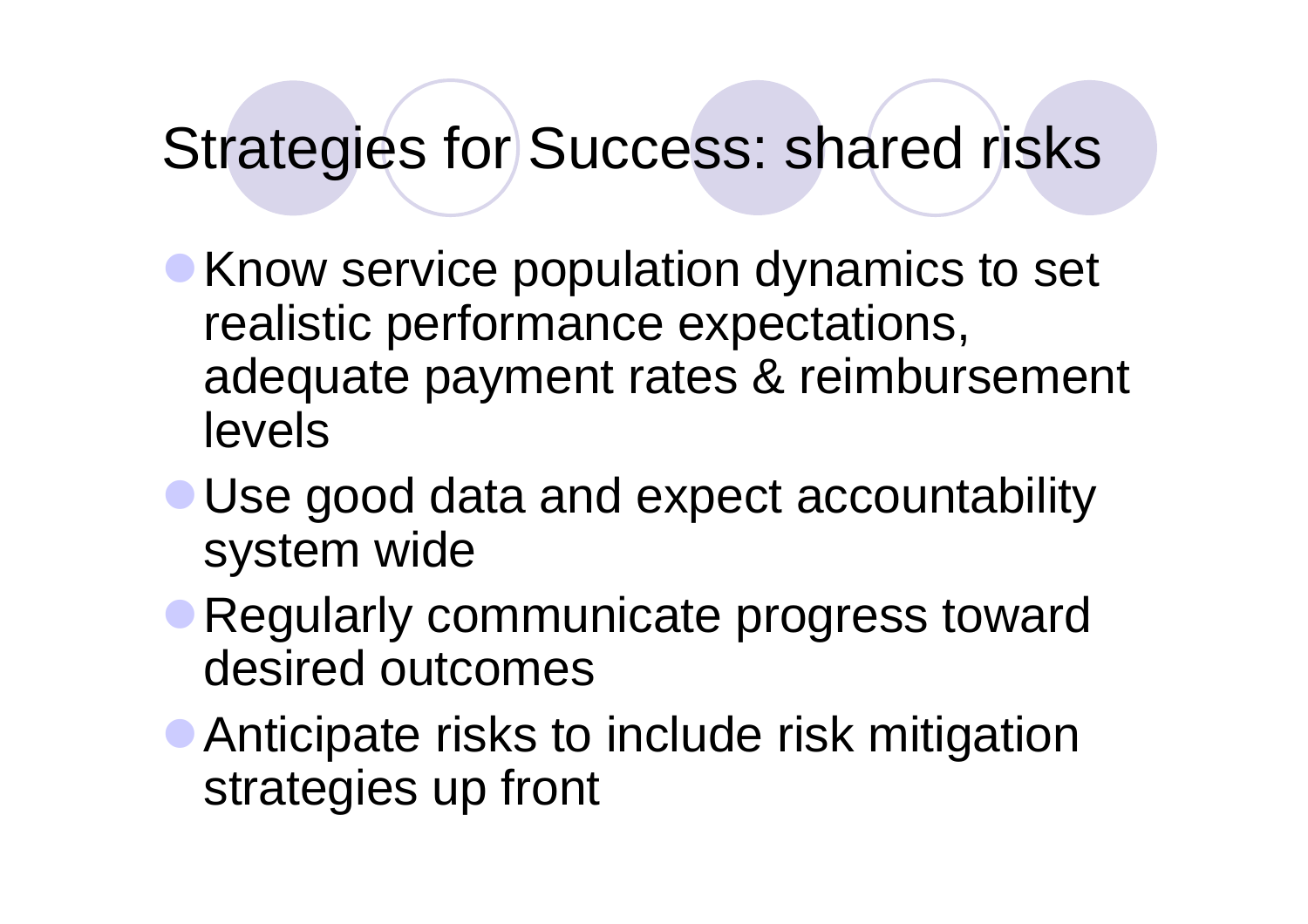# Strategies for Success: shared risks

- Know service population dynamics to set realistic performance expectations, adequate payment rates & reimbursement levels
- Use good data and expect accountability system wide
- Regularly communicate progress toward desired outcomes
- Anticipate risks to include risk mitigation strategies up front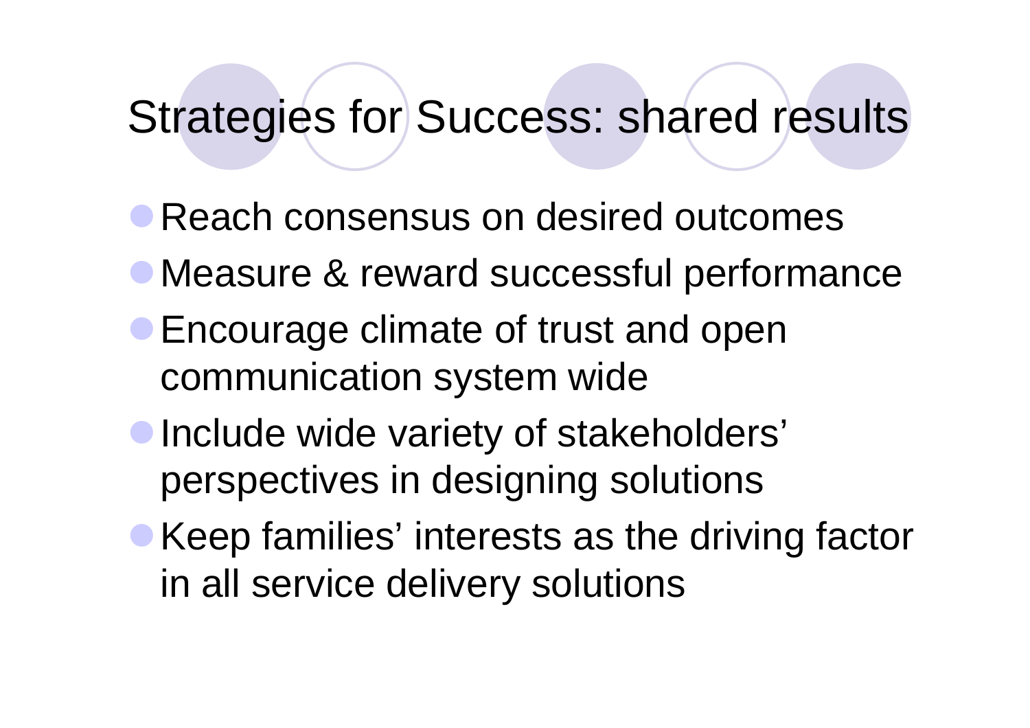# Strategies for Success: shared results

- Reach consensus on desired outcomes
- Measure & reward successful performance
- Encourage climate of trust and open communication system wide
- Include wide variety of stakeholders' perspectives in designing solutions
- Keep families' interests as the driving factor in all service delivery solutions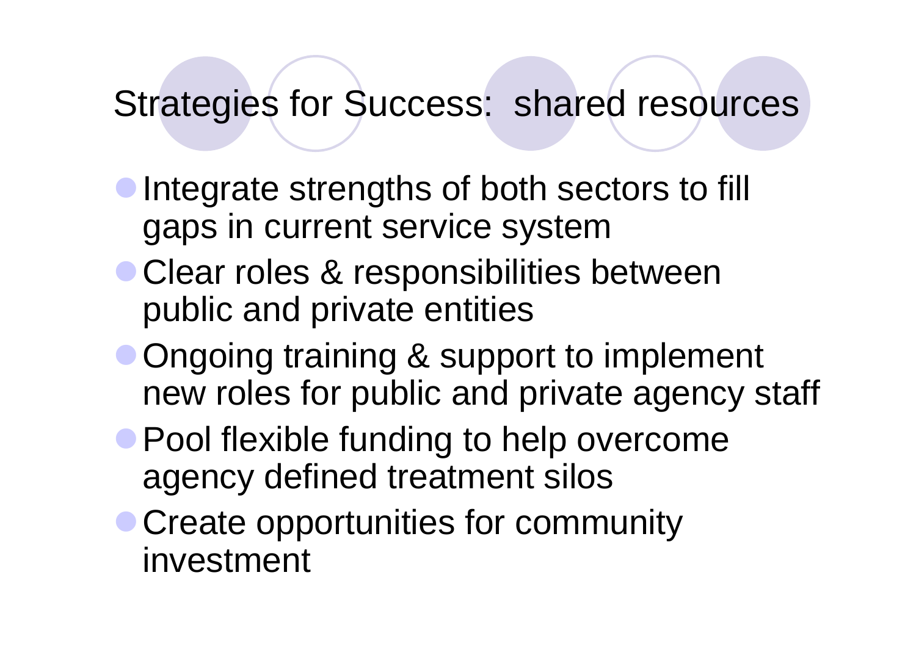# Strategies for Success: shared resources

- Integrate strengths of both sectors to fill gaps in current service system
- Clear roles & responsibilities between public and private entities
- Ongoing training & support to implement new roles for public and private agency staff
- Pool flexible funding to help overcome agency defined treatment silos
- Create opportunities for community investment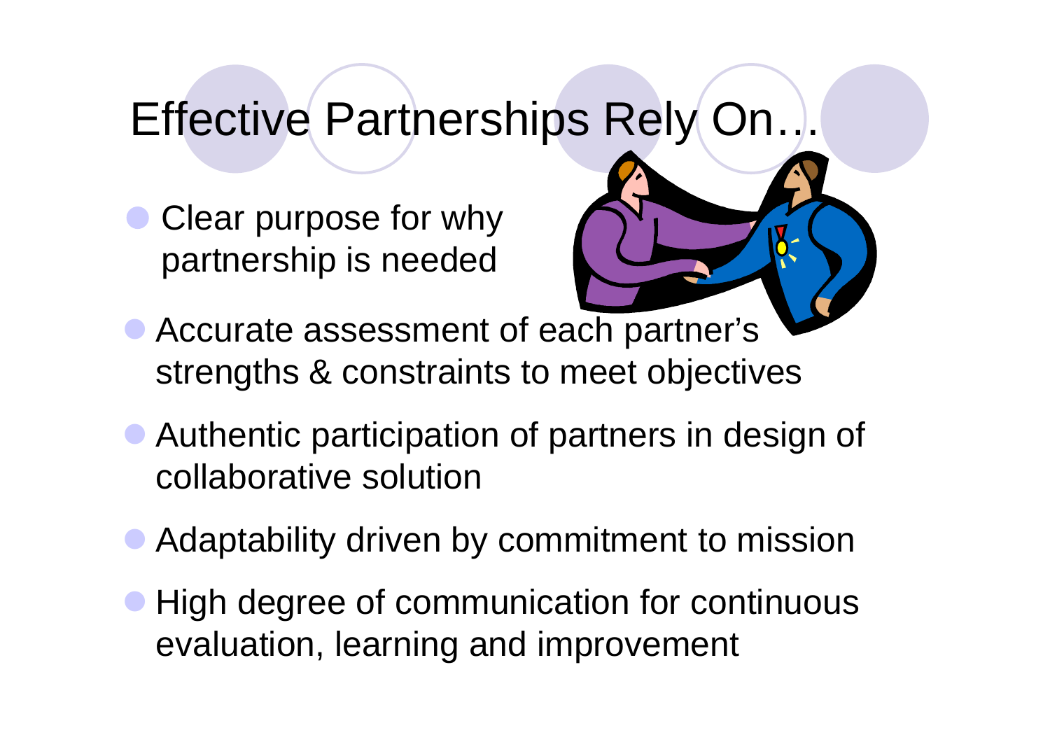# Effective Partnerships Rely On…

- Clear purpose for why partnership is needed
- Accurate assessment of each partner's strengths & constraints to meet objectives
- Authentic participation of partners in design of collaborative solution
- Adaptability driven by commitment to mission
- High degree of communication for continuous evaluation, learning and improvement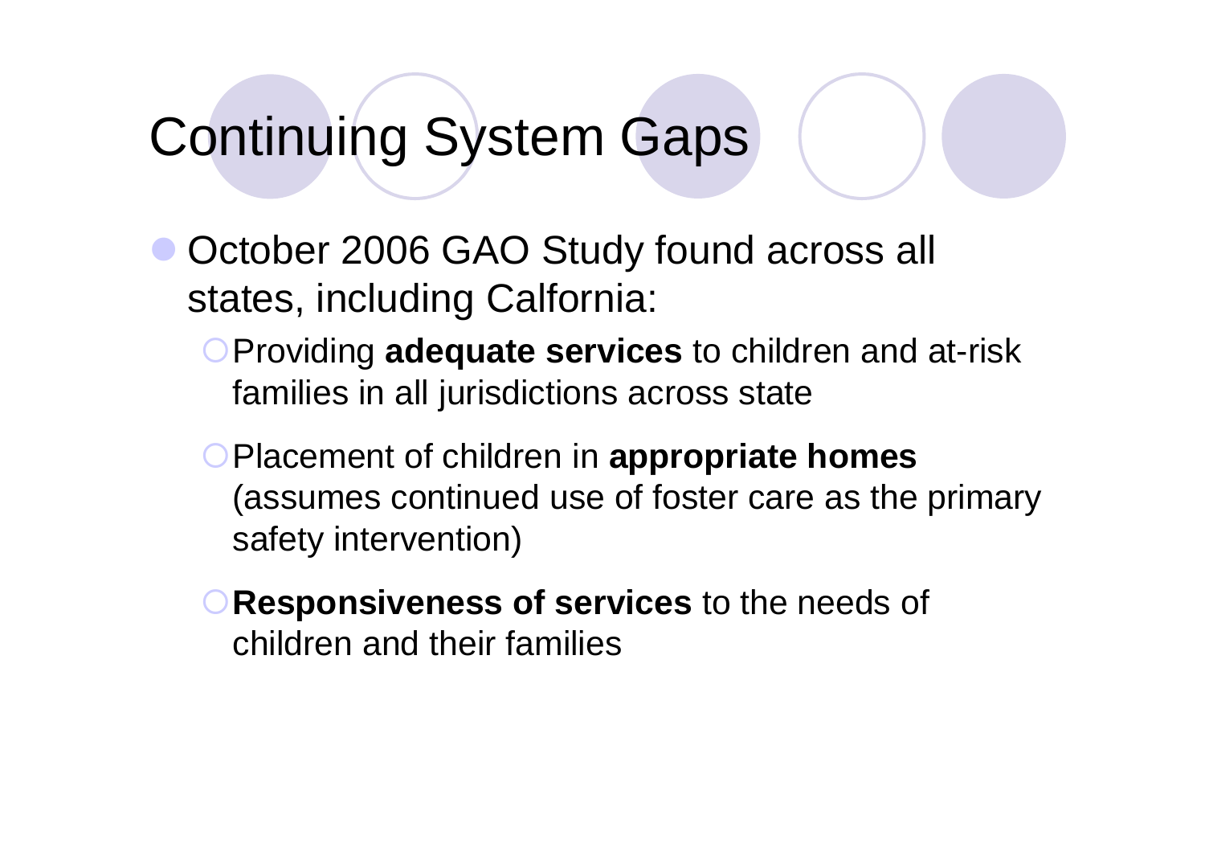# Continuing System Gaps

- October 2006 GAO Study found across all states, including Calfornia:
  - Providing **adequate services** to children and at-risk families in all jurisdictions across state
  - Placement of children in **appropriate homes** (assumes continued use of foster care as the primary safety intervention)
  - **Responsiveness of services** to the needs of children and their families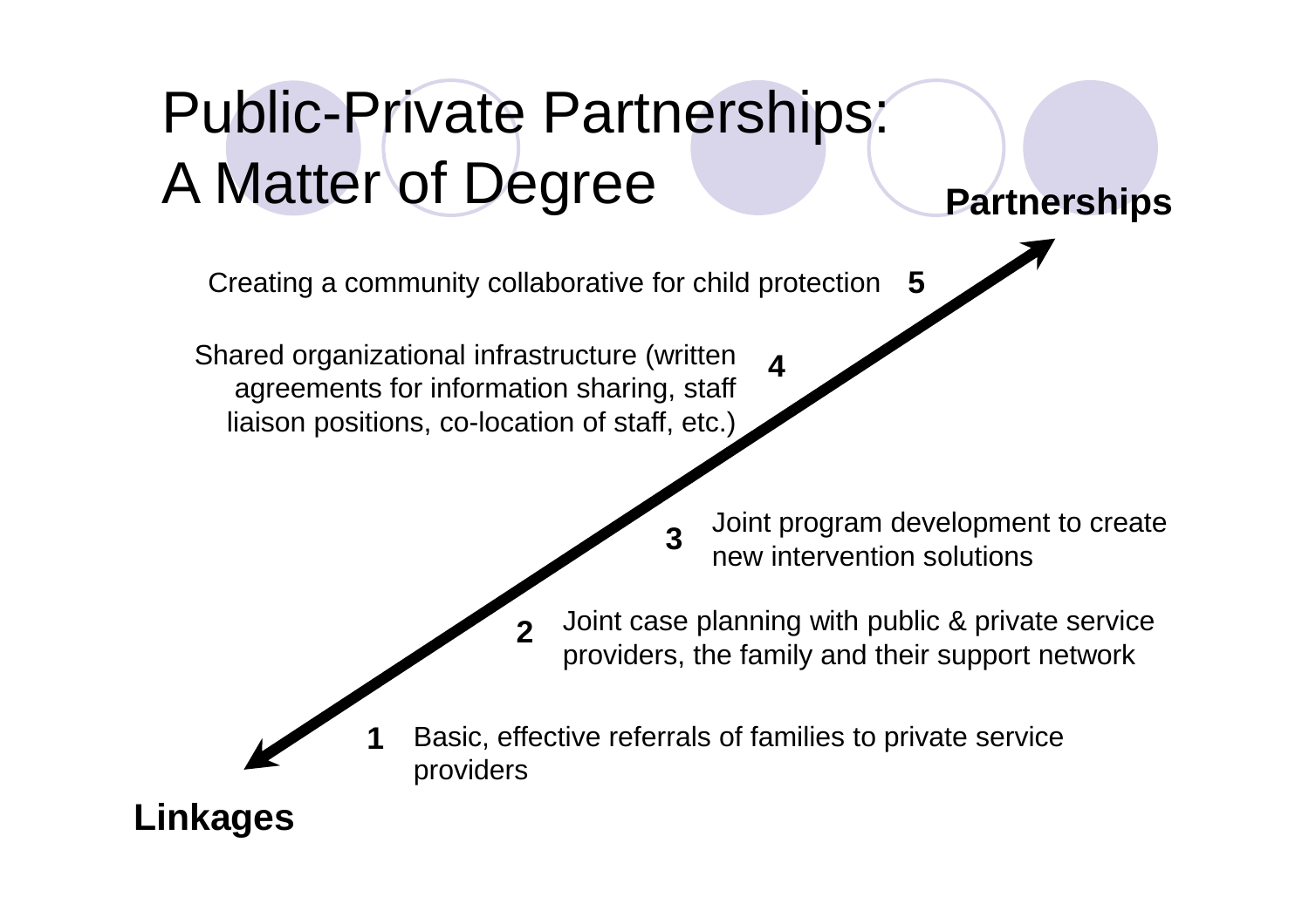# Public-Private Partnerships: A Matter of Degree

**Partnerships**

**5** Creating a community collaborative for child protection

**4** Shared organizational infrastructure (written agreements for information sharing, staff liaison positions, co-location of staff, etc.)

**3** Joint program development to create new intervention solutions

**2** Joint case planning with public & private service providers, the family and their support network

**1** Basic, effective referrals of families to private service providers

**Linkages**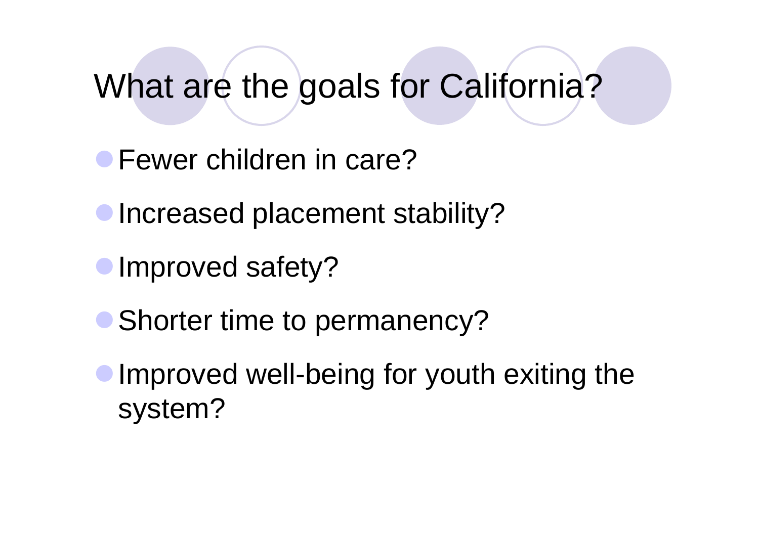# What are the goals for California?

- Fewer children in care?
- Increased placement stability?
- Improved safety?
- Shorter time to permanency?
- Improved well-being for youth exiting the system?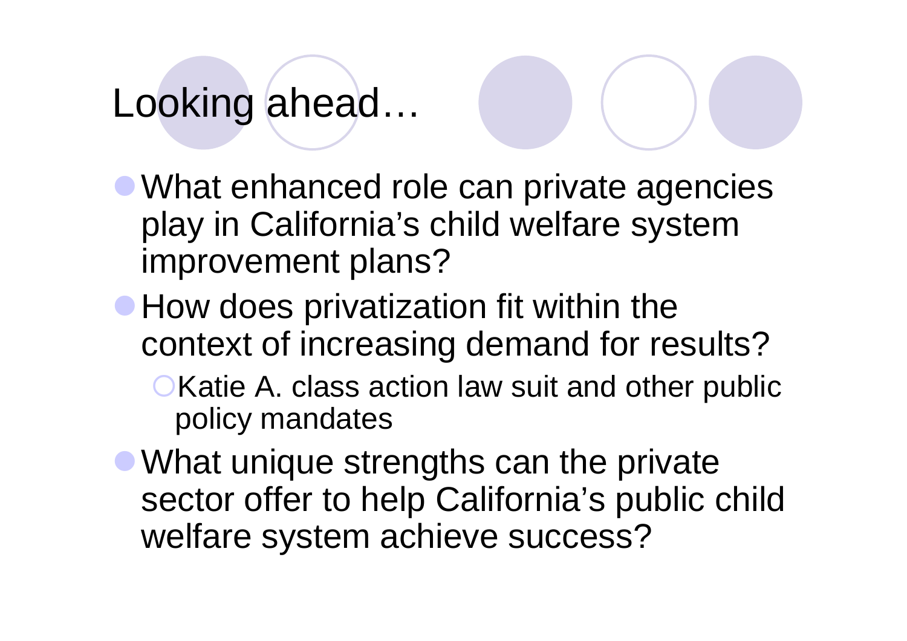# Looking ahead…

- What enhanced role can private agencies play in California's child welfare system improvement plans?
- How does privatization fit within the context of increasing demand for results?
  - Katie A. class action law suit and other public policy mandates
- What unique strengths can the private sector offer to help California's public child welfare system achieve success?